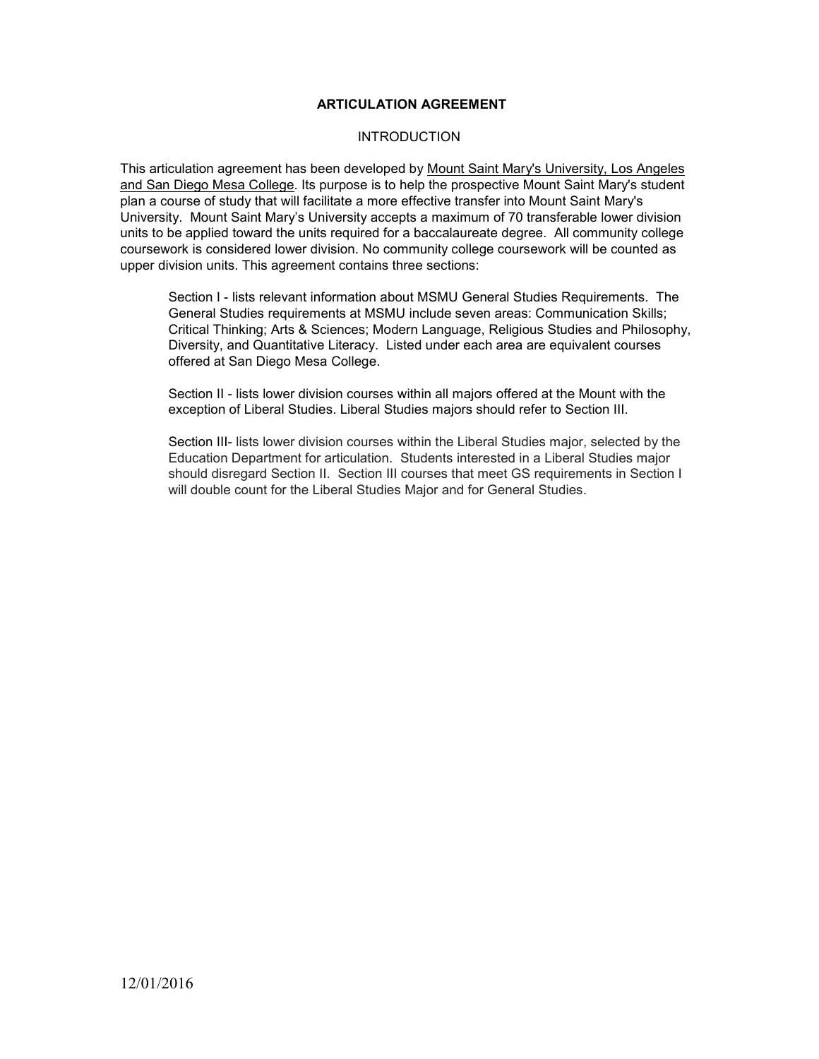# ARTICULATION AGREEMENT

## INTRODUCTION

This articulation agreement has been developed by Mount Saint Mary's University, Los Angeles and San Diego Mesa College. Its purpose is to help the prospective Mount Saint Mary's student plan a course of study that will facilitate a more effective transfer into Mount Saint Mary's University. Mount Saint Mary's University accepts a maximum of 70 transferable lower division units to be applied toward the units required for a baccalaureate degree. All community college coursework is considered lower division. No community college coursework will be counted as upper division units. This agreement contains three sections:

Section I - lists relevant information about MSMU General Studies Requirements. The General Studies requirements at MSMU include seven areas: Communication Skills; Critical Thinking; Arts & Sciences; Modern Language, Religious Studies and Philosophy, Diversity, and Quantitative Literacy. Listed under each area are equivalent courses offered at San Diego Mesa College.

Section II - lists lower division courses within all majors offered at the Mount with the exception of Liberal Studies. Liberal Studies majors should refer to Section III.

Section III- lists lower division courses within the Liberal Studies major, selected by the Education Department for articulation. Students interested in a Liberal Studies major should disregard Section II. Section III courses that meet GS requirements in Section I will double count for the Liberal Studies Major and for General Studies.

12/01/2016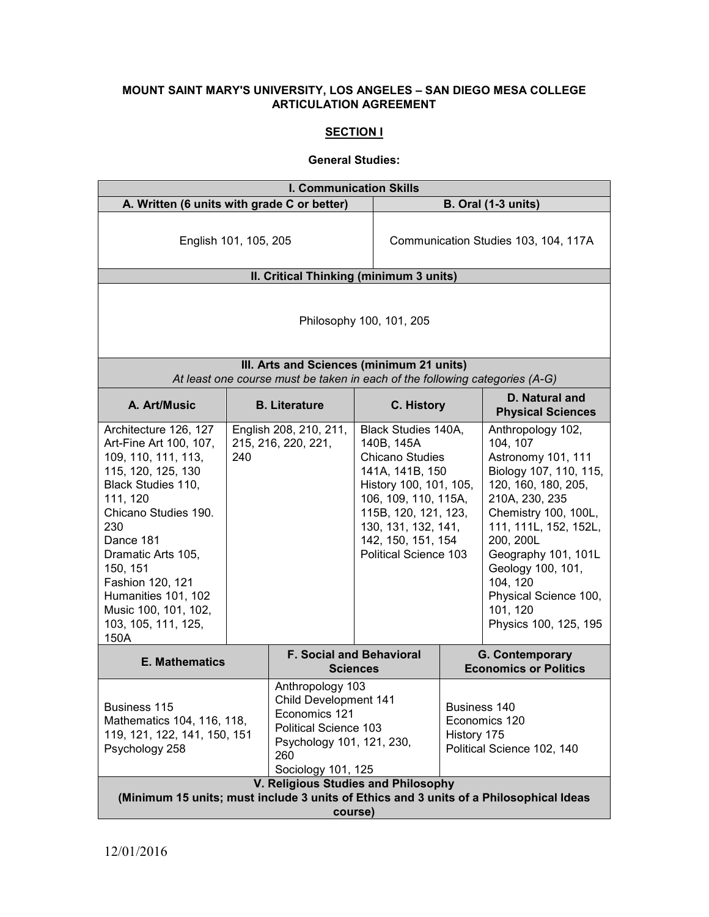**MOUNT SAINT MARY'S UNIVERSITY, LOS ANGELES – SAN DIEGO MESA COLLEGE ARTICULATION AGREEMENT**

**SECTION I**

**General Studies:**

| I. Communication Skills | |
|---|---|
| **A. Written (6 units with grade C or better)** | **B. Oral (1-3 units)** |
| English 101, 105, 205 | Communication Studies 103, 104, 117A |

| II. Critical Thinking (minimum 3 units) |
|---|
| Philosophy 100, 101, 205 |

| III. Arts and Sciences (minimum 21 units) *At least one course must be taken in each of the following categories (A-G)* | | | |
|---|---|---|---|
| **A. Art/Music** | **B. Literature** | **C. History** | **D. Natural and Physical Sciences** |
| Architecture 126, 127<br>Art-Fine Art 100, 107, 109, 110, 111, 113, 115, 120, 125, 130<br>Black Studies 110, 111, 120<br>Chicano Studies 190. 230<br>Dance 181<br>Dramatic Arts 105, 150, 151<br>Fashion 120, 121<br>Humanities 101, 102<br>Music 100, 101, 102, 103, 105, 111, 125, 150A | English 208, 210, 211, 215, 216, 220, 221, 240 | Black Studies 140A, 140B, 145A<br>Chicano Studies 141A, 141B, 150<br>History 100, 101, 105, 106, 109, 110, 115A, 115B, 120, 121, 123, 130, 131, 132, 141, 142, 150, 151, 154<br>Political Science 103 | Anthropology 102, 104, 107<br>Astronomy 101, 111<br>Biology 107, 110, 115, 120, 160, 180, 205, 210A, 230, 235<br>Chemistry 100, 100L, 111, 111L, 152, 152L, 200, 200L<br>Geography 101, 101L<br>Geology 100, 101, 104, 120<br>Physical Science 100, 101, 120<br>Physics 100, 125, 195 |

| **E. Mathematics** | **F. Social and Behavioral Sciences** | **G. Contemporary Economics or Politics** |
|---|---|---|
| Business 115<br>Mathematics 104, 116, 118, 119, 121, 122, 141, 150, 151<br>Psychology 258 | Anthropology 103<br>Child Development 141<br>Economics 121<br>Political Science 103<br>Psychology 101, 121, 230, 260<br>Sociology 101, 125 | Business 140<br>Economics 120<br>History 175<br>Political Science 102, 140 |

| V. Religious Studies and Philosophy (Minimum 15 units; must include 3 units of Ethics and 3 units of a Philosophical Ideas course) |
|---|

12/01/2016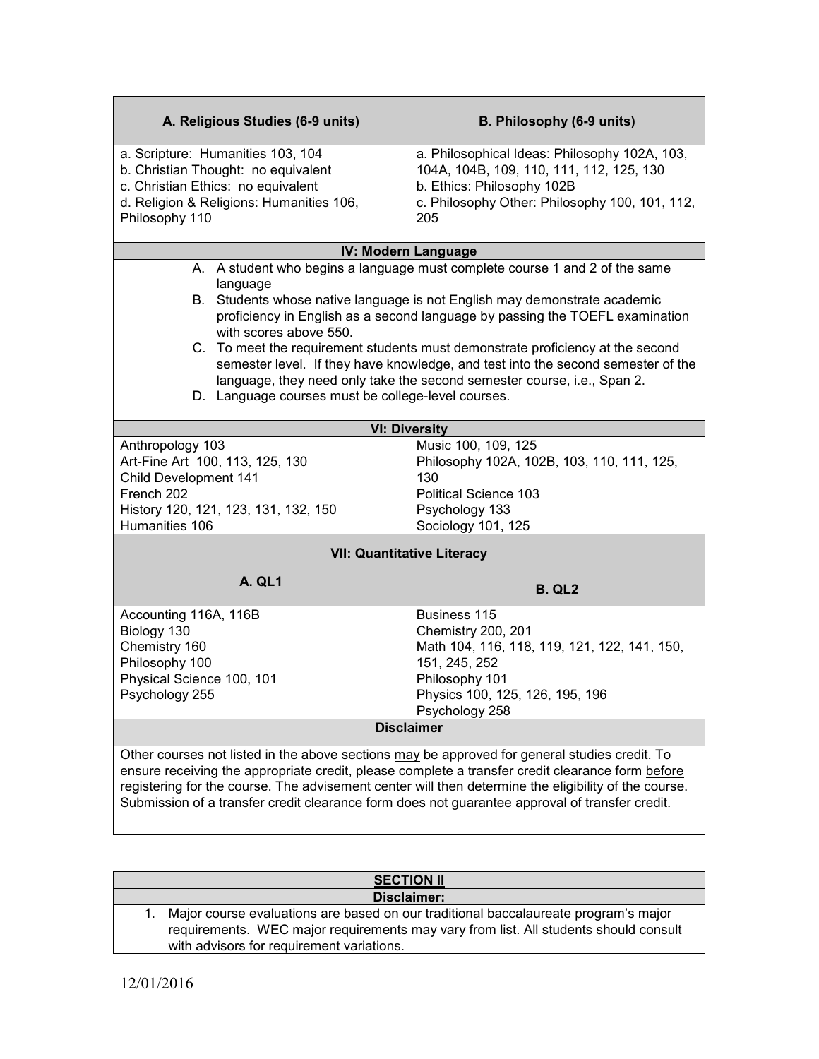| A. Religious Studies (6-9 units) | B. Philosophy (6-9 units) |
|---|---|
| a. Scripture: Humanities 103, 104<br>b. Christian Thought: no equivalent<br>c. Christian Ethics: no equivalent<br>d. Religion & Religions: Humanities 106, Philosophy 110 | a. Philosophical Ideas: Philosophy 102A, 103, 104A, 104B, 109, 110, 111, 112, 125, 130<br>b. Ethics: Philosophy 102B<br>c. Philosophy Other: Philosophy 100, 101, 112, 205 |

**IV: Modern Language**

A. A student who begins a language must complete course 1 and 2 of the same language
B. Students whose native language is not English may demonstrate academic proficiency in English as a second language by passing the TOEFL examination with scores above 550.
C. To meet the requirement students must demonstrate proficiency at the second semester level. If they have knowledge, and test into the second semester of the language, they need only take the second semester course, i.e., Span 2.
D. Language courses must be college-level courses.

**VI: Diversity**

| | |
|---|---|
| Anthropology 103<br>Art-Fine Art 100, 113, 125, 130<br>Child Development 141<br>French 202<br>History 120, 121, 123, 131, 132, 150<br>Humanities 106 | Music 100, 109, 125<br>Philosophy 102A, 102B, 103, 110, 111, 125, 130<br>Political Science 103<br>Psychology 133<br>Sociology 101, 125 |

**VII: Quantitative Literacy**

| A. QL1 | B. QL2 |
|---|---|
| Accounting 116A, 116B<br>Biology 130<br>Chemistry 160<br>Philosophy 100<br>Physical Science 100, 101<br>Psychology 255 | Business 115<br>Chemistry 200, 201<br>Math 104, 116, 118, 119, 121, 122, 141, 150, 151, 245, 252<br>Philosophy 101<br>Physics 100, 125, 126, 195, 196<br>Psychology 258 |

**Disclaimer**

Other courses not listed in the above sections <u>may</u> be approved for general studies credit. To ensure receiving the appropriate credit, please complete a transfer credit clearance form <u>before</u> registering for the course. The advisement center will then determine the eligibility of the course. Submission of a transfer credit clearance form does not guarantee approval of transfer credit.

## SECTION II

**Disclaimer:**

1. Major course evaluations are based on our traditional baccalaureate program's major requirements. WEC major requirements may vary from list. All students should consult with advisors for requirement variations.

12/01/2016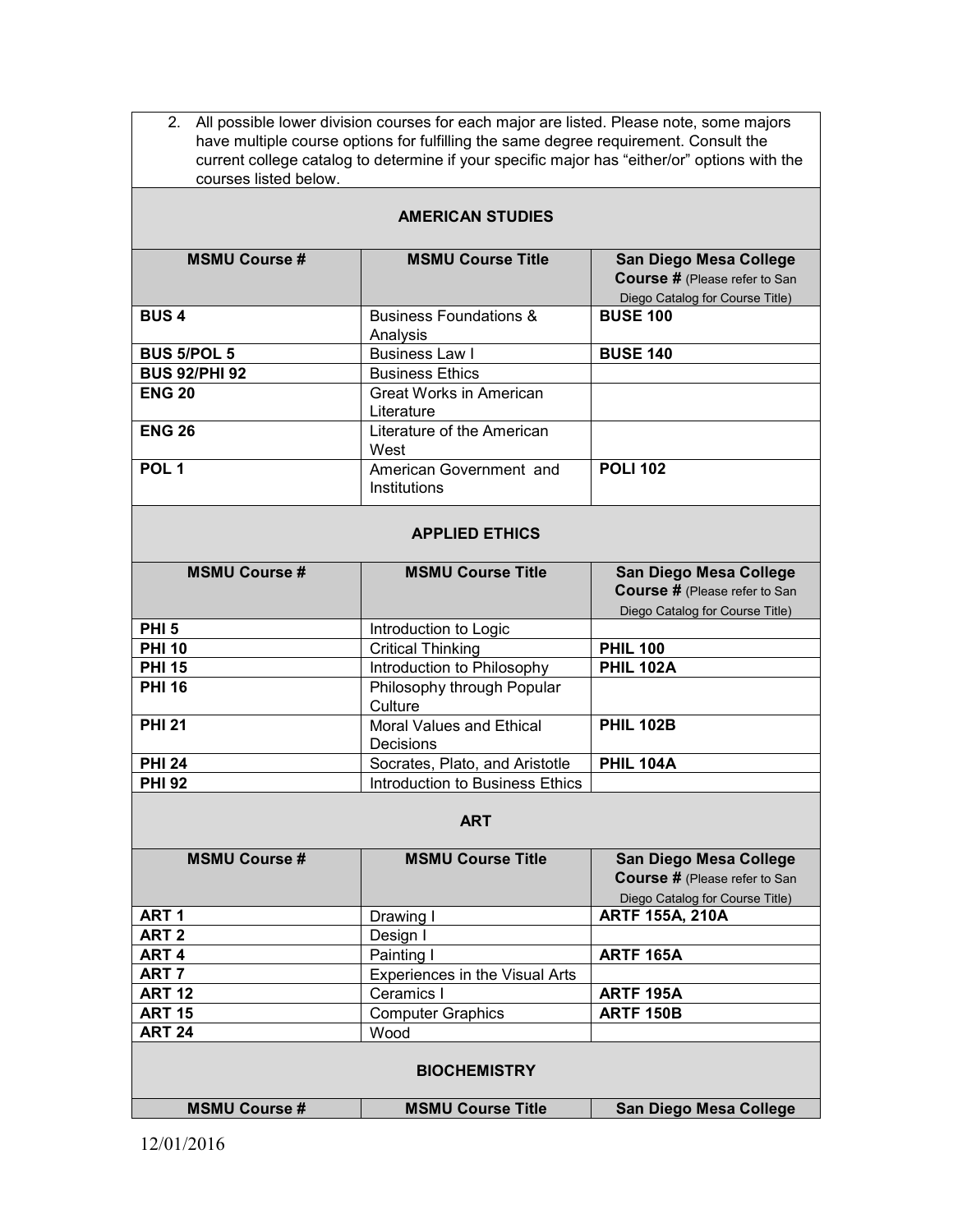2. All possible lower division courses for each major are listed. Please note, some majors have multiple course options for fulfilling the same degree requirement. Consult the current college catalog to determine if your specific major has "either/or" options with the courses listed below.

### AMERICAN STUDIES

| MSMU Course # | MSMU Course Title | San Diego Mesa College Course # (Please refer to San Diego Catalog for Course Title) |
|---|---|---|
| **BUS 4** | Business Foundations & Analysis | **BUSE 100** |
| **BUS 5/POL 5** | Business Law I | **BUSE 140** |
| **BUS 92/PHI 92** | Business Ethics | |
| **ENG 20** | Great Works in American Literature | |
| **ENG 26** | Literature of the American West | |
| **POL 1** | American Government and Institutions | **POLI 102** |

### APPLIED ETHICS

| MSMU Course # | MSMU Course Title | San Diego Mesa College Course # (Please refer to San Diego Catalog for Course Title) |
|---|---|---|
| **PHI 5** | Introduction to Logic | |
| **PHI 10** | Critical Thinking | **PHIL 100** |
| **PHI 15** | Introduction to Philosophy | **PHIL 102A** |
| **PHI 16** | Philosophy through Popular Culture | |
| **PHI 21** | Moral Values and Ethical Decisions | **PHIL 102B** |
| **PHI 24** | Socrates, Plato, and Aristotle | **PHIL 104A** |
| **PHI 92** | Introduction to Business Ethics | |

### ART

| MSMU Course # | MSMU Course Title | San Diego Mesa College Course # (Please refer to San Diego Catalog for Course Title) |
|---|---|---|
| **ART 1** | Drawing I | **ARTF 155A, 210A** |
| **ART 2** | Design I | |
| **ART 4** | Painting I | **ARTF 165A** |
| **ART 7** | Experiences in the Visual Arts | |
| **ART 12** | Ceramics I | **ARTF 195A** |
| **ART 15** | Computer Graphics | **ARTF 150B** |
| **ART 24** | Wood | |

### BIOCHEMISTRY

| MSMU Course # | MSMU Course Title | San Diego Mesa College |
|---|---|---|

12/01/2016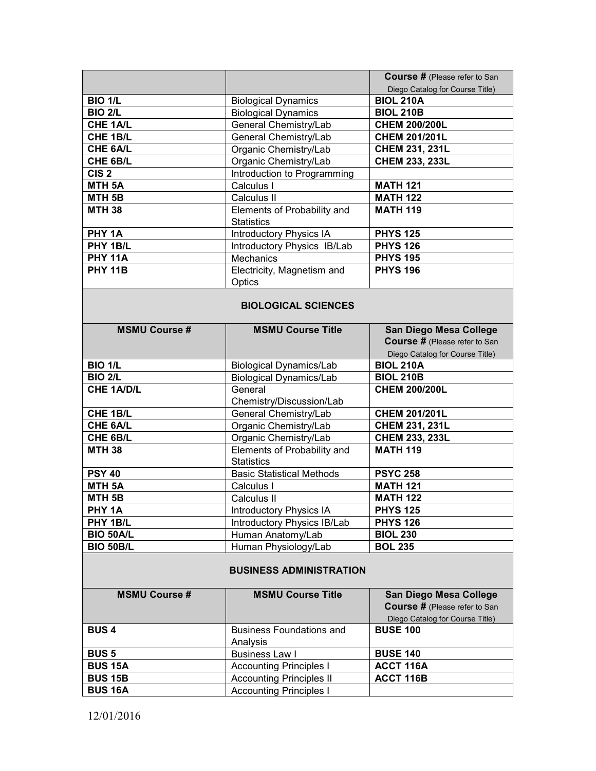| | | Course # (Please refer to San Diego Catalog for Course Title) |
|---|---|---|
| **BIO 1/L** | Biological Dynamics | **BIOL 210A** |
| **BIO 2/L** | Biological Dynamics | **BIOL 210B** |
| **CHE 1A/L** | General Chemistry/Lab | **CHEM 200/200L** |
| **CHE 1B/L** | General Chemistry/Lab | **CHEM 201/201L** |
| **CHE 6A/L** | Organic Chemistry/Lab | **CHEM 231, 231L** |
| **CHE 6B/L** | Organic Chemistry/Lab | **CHEM 233, 233L** |
| **CIS 2** | Introduction to Programming | |
| **MTH 5A** | Calculus I | **MATH 121** |
| **MTH 5B** | Calculus II | **MATH 122** |
| **MTH 38** | Elements of Probability and Statistics | **MATH 119** |
| **PHY 1A** | Introductory Physics IA | **PHYS 125** |
| **PHY 1B/L** | Introductory Physics IB/Lab | **PHYS 126** |
| **PHY 11A** | Mechanics | **PHYS 195** |
| **PHY 11B** | Electricity, Magnetism and Optics | **PHYS 196** |

## BIOLOGICAL SCIENCES

| MSMU Course # | MSMU Course Title | San Diego Mesa College Course # (Please refer to San Diego Catalog for Course Title) |
|---|---|---|
| **BIO 1/L** | Biological Dynamics/Lab | **BIOL 210A** |
| **BIO 2/L** | Biological Dynamics/Lab | **BIOL 210B** |
| **CHE 1A/D/L** | General Chemistry/Discussion/Lab | **CHEM 200/200L** |
| **CHE 1B/L** | General Chemistry/Lab | **CHEM 201/201L** |
| **CHE 6A/L** | Organic Chemistry/Lab | **CHEM 231, 231L** |
| **CHE 6B/L** | Organic Chemistry/Lab | **CHEM 233, 233L** |
| **MTH 38** | Elements of Probability and Statistics | **MATH 119** |
| **PSY 40** | Basic Statistical Methods | **PSYC 258** |
| **MTH 5A** | Calculus I | **MATH 121** |
| **MTH 5B** | Calculus II | **MATH 122** |
| **PHY 1A** | Introductory Physics IA | **PHYS 125** |
| **PHY 1B/L** | Introductory Physics IB/Lab | **PHYS 126** |
| **BIO 50A/L** | Human Anatomy/Lab | **BIOL 230** |
| **BIO 50B/L** | Human Physiology/Lab | **BOL 235** |

## BUSINESS ADMINISTRATION

| MSMU Course # | MSMU Course Title | San Diego Mesa College Course # (Please refer to San Diego Catalog for Course Title) |
|---|---|---|
| **BUS 4** | Business Foundations and Analysis | **BUSE 100** |
| **BUS 5** | Business Law I | **BUSE 140** |
| **BUS 15A** | Accounting Principles I | **ACCT 116A** |
| **BUS 15B** | Accounting Principles II | **ACCT 116B** |
| **BUS 16A** | Accounting Principles I | |

12/01/2016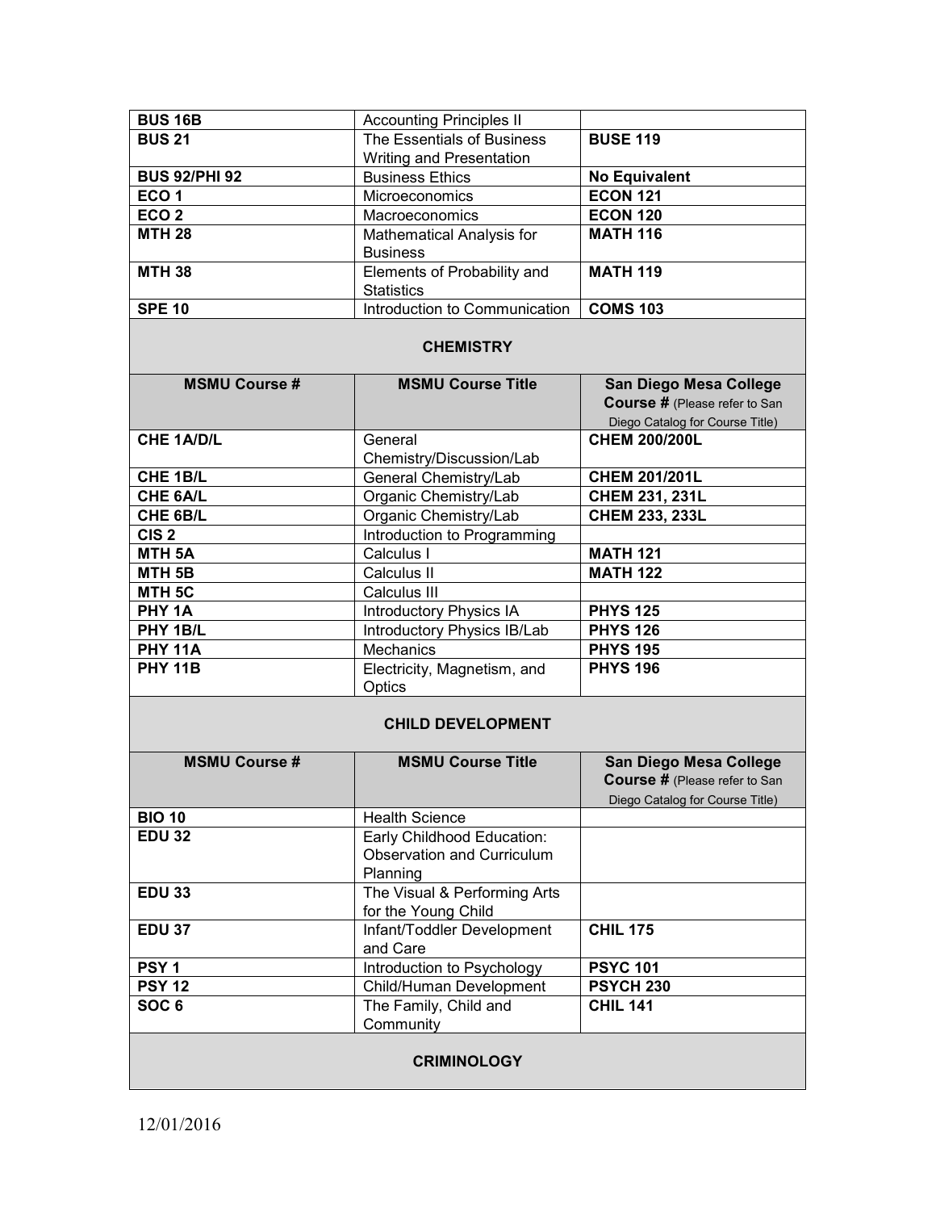| | | |
|---|---|---|
| **BUS 16B** | Accounting Principles II | |
| **BUS 21** | The Essentials of Business Writing and Presentation | **BUSE 119** |
| **BUS 92/PHI 92** | Business Ethics | **No Equivalent** |
| **ECO 1** | Microeconomics | **ECON 121** |
| **ECO 2** | Macroeconomics | **ECON 120** |
| **MTH 28** | Mathematical Analysis for Business | **MATH 116** |
| **MTH 38** | Elements of Probability and Statistics | **MATH 119** |
| **SPE 10** | Introduction to Communication | **COMS 103** |

**CHEMISTRY**

| MSMU Course # | MSMU Course Title | San Diego Mesa College Course # (Please refer to San Diego Catalog for Course Title) |
|---|---|---|
| **CHE 1A/D/L** | General Chemistry/Discussion/Lab | **CHEM 200/200L** |
| **CHE 1B/L** | General Chemistry/Lab | **CHEM 201/201L** |
| **CHE 6A/L** | Organic Chemistry/Lab | **CHEM 231, 231L** |
| **CHE 6B/L** | Organic Chemistry/Lab | **CHEM 233, 233L** |
| **CIS 2** | Introduction to Programming | |
| **MTH 5A** | Calculus I | **MATH 121** |
| **MTH 5B** | Calculus II | **MATH 122** |
| **MTH 5C** | Calculus III | |
| **PHY 1A** | Introductory Physics IA | **PHYS 125** |
| **PHY 1B/L** | Introductory Physics IB/Lab | **PHYS 126** |
| **PHY 11A** | Mechanics | **PHYS 195** |
| **PHY 11B** | Electricity, Magnetism, and Optics | **PHYS 196** |

**CHILD DEVELOPMENT**

| MSMU Course # | MSMU Course Title | San Diego Mesa College Course # (Please refer to San Diego Catalog for Course Title) |
|---|---|---|
| **BIO 10** | Health Science | |
| **EDU 32** | Early Childhood Education: Observation and Curriculum Planning | |
| **EDU 33** | The Visual & Performing Arts for the Young Child | |
| **EDU 37** | Infant/Toddler Development and Care | **CHIL 175** |
| **PSY 1** | Introduction to Psychology | **PSYC 101** |
| **PSY 12** | Child/Human Development | **PSYCH 230** |
| **SOC 6** | The Family, Child and Community | **CHIL 141** |

**CRIMINOLOGY**

12/01/2016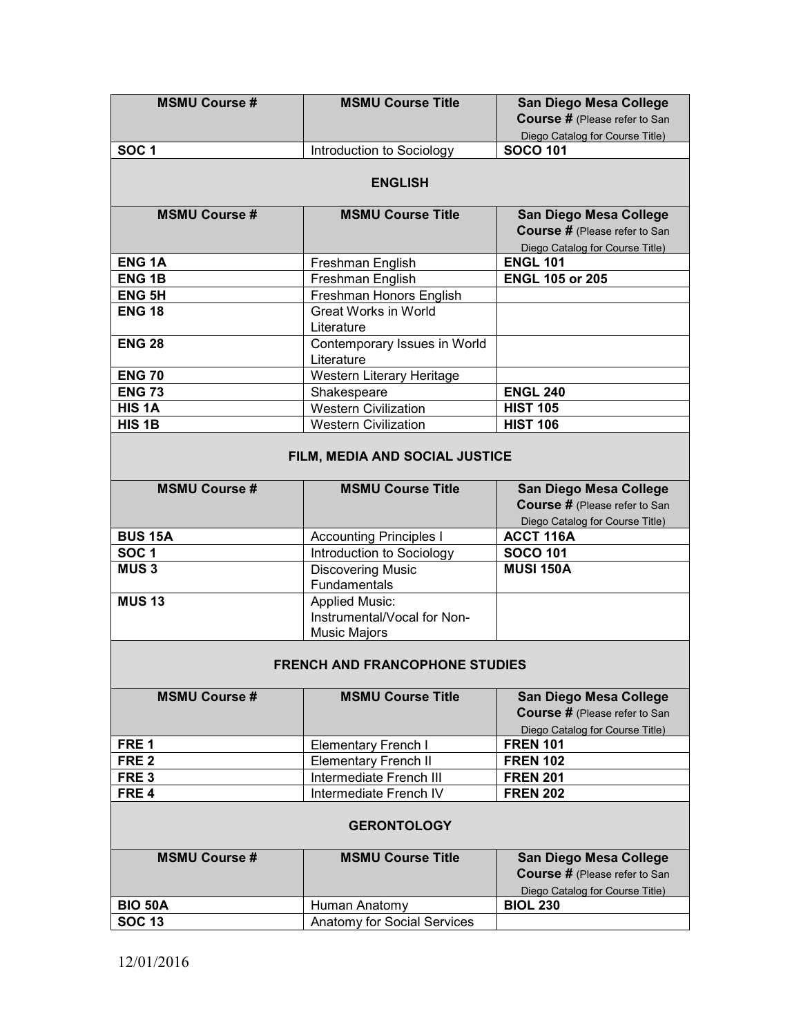| MSMU Course # | MSMU Course Title | San Diego Mesa College **Course #** (Please refer to San Diego Catalog for Course Title) |
|---|---|---|
| **SOC 1** | Introduction to Sociology | **SOCO 101** |

## ENGLISH

| MSMU Course # | MSMU Course Title | San Diego Mesa College **Course #** (Please refer to San Diego Catalog for Course Title) |
|---|---|---|
| **ENG 1A** | Freshman English | **ENGL 101** |
| **ENG 1B** | Freshman English | **ENGL 105 or 205** |
| **ENG 5H** | Freshman Honors English | |
| **ENG 18** | Great Works in World Literature | |
| **ENG 28** | Contemporary Issues in World Literature | |
| **ENG 70** | Western Literary Heritage | |
| **ENG 73** | Shakespeare | **ENGL 240** |
| **HIS 1A** | Western Civilization | **HIST 105** |
| **HIS 1B** | Western Civilization | **HIST 106** |

## FILM, MEDIA AND SOCIAL JUSTICE

| MSMU Course # | MSMU Course Title | San Diego Mesa College **Course #** (Please refer to San Diego Catalog for Course Title) |
|---|---|---|
| **BUS 15A** | Accounting Principles I | **ACCT 116A** |
| **SOC 1** | Introduction to Sociology | **SOCO 101** |
| **MUS 3** | Discovering Music Fundamentals | **MUSI 150A** |
| **MUS 13** | Applied Music: Instrumental/Vocal for Non-Music Majors | |

## FRENCH AND FRANCOPHONE STUDIES

| MSMU Course # | MSMU Course Title | San Diego Mesa College **Course #** (Please refer to San Diego Catalog for Course Title) |
|---|---|---|
| **FRE 1** | Elementary French I | **FREN 101** |
| **FRE 2** | Elementary French II | **FREN 102** |
| **FRE 3** | Intermediate French III | **FREN 201** |
| **FRE 4** | Intermediate French IV | **FREN 202** |

## GERONTOLOGY

| MSMU Course # | MSMU Course Title | San Diego Mesa College **Course #** (Please refer to San Diego Catalog for Course Title) |
|---|---|---|
| **BIO 50A** | Human Anatomy | **BIOL 230** |
| **SOC 13** | Anatomy for Social Services | |

12/01/2016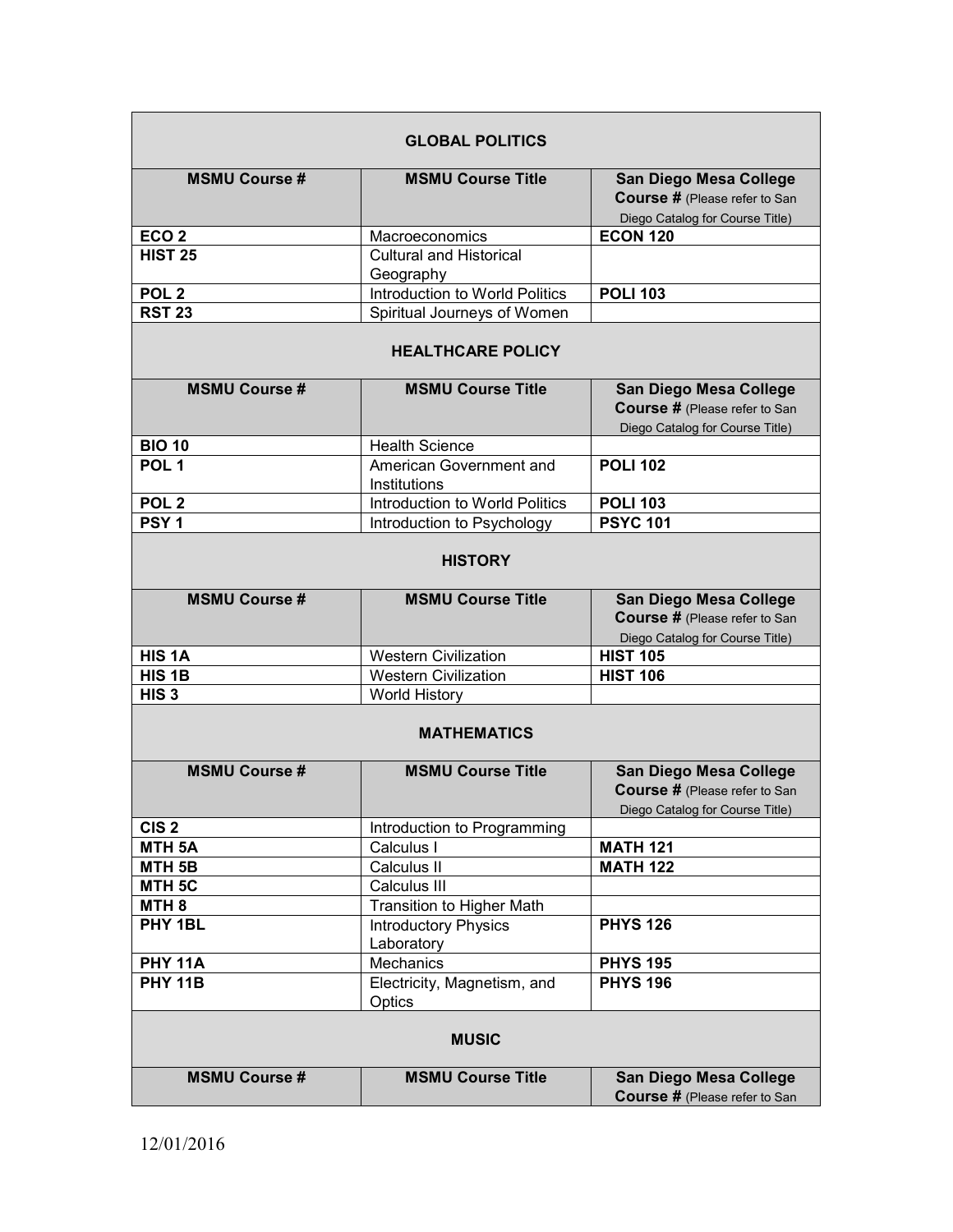| **GLOBAL POLITICS** | | |
|---|---|---|
| **MSMU Course #** | **MSMU Course Title** | **San Diego Mesa College Course #** (Please refer to San Diego Catalog for Course Title) |
| **ECO 2** | Macroeconomics | **ECON 120** |
| **HIST 25** | Cultural and Historical Geography | |
| **POL 2** | Introduction to World Politics | **POLI 103** |
| **RST 23** | Spiritual Journeys of Women | |

| **HEALTHCARE POLICY** | | |
|---|---|---|
| **MSMU Course #** | **MSMU Course Title** | **San Diego Mesa College Course #** (Please refer to San Diego Catalog for Course Title) |
| **BIO 10** | Health Science | |
| **POL 1** | American Government and Institutions | **POLI 102** |
| **POL 2** | Introduction to World Politics | **POLI 103** |
| **PSY 1** | Introduction to Psychology | **PSYC 101** |

| **HISTORY** | | |
|---|---|---|
| **MSMU Course #** | **MSMU Course Title** | **San Diego Mesa College Course #** (Please refer to San Diego Catalog for Course Title) |
| **HIS 1A** | Western Civilization | **HIST 105** |
| **HIS 1B** | Western Civilization | **HIST 106** |
| **HIS 3** | World History | |

| **MATHEMATICS** | | |
|---|---|---|
| **MSMU Course #** | **MSMU Course Title** | **San Diego Mesa College Course #** (Please refer to San Diego Catalog for Course Title) |
| **CIS 2** | Introduction to Programming | |
| **MTH 5A** | Calculus I | **MATH 121** |
| **MTH 5B** | Calculus II | **MATH 122** |
| **MTH 5C** | Calculus III | |
| **MTH 8** | Transition to Higher Math | |
| **PHY 1BL** | Introductory Physics Laboratory | **PHYS 126** |
| **PHY 11A** | Mechanics | **PHYS 195** |
| **PHY 11B** | Electricity, Magnetism, and Optics | **PHYS 196** |

| **MUSIC** | | |
|---|---|---|
| **MSMU Course #** | **MSMU Course Title** | **San Diego Mesa College Course #** (Please refer to San |

12/01/2016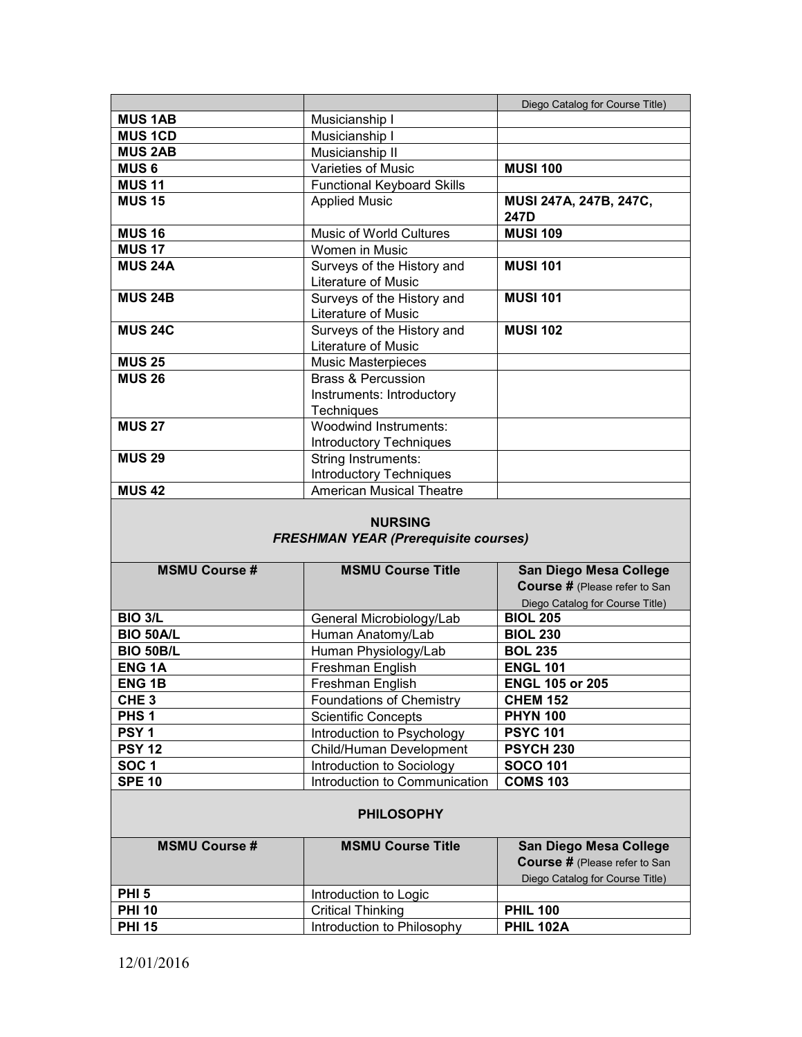| | | Diego Catalog for Course Title) |
|---|---|---|
| **MUS 1AB** | Musicianship I | |
| **MUS 1CD** | Musicianship I | |
| **MUS 2AB** | Musicianship II | |
| **MUS 6** | Varieties of Music | **MUSI 100** |
| **MUS 11** | Functional Keyboard Skills | |
| **MUS 15** | Applied Music | **MUSI 247A, 247B, 247C, 247D** |
| **MUS 16** | Music of World Cultures | **MUSI 109** |
| **MUS 17** | Women in Music | |
| **MUS 24A** | Surveys of the History and Literature of Music | **MUSI 101** |
| **MUS 24B** | Surveys of the History and Literature of Music | **MUSI 101** |
| **MUS 24C** | Surveys of the History and Literature of Music | **MUSI 102** |
| **MUS 25** | Music Masterpieces | |
| **MUS 26** | Brass & Percussion Instruments: Introductory Techniques | |
| **MUS 27** | Woodwind Instruments: Introductory Techniques | |
| **MUS 29** | String Instruments: Introductory Techniques | |
| **MUS 42** | American Musical Theatre | |

## NURSING

### *FRESHMAN YEAR (Prerequisite courses)*

| MSMU Course # | MSMU Course Title | San Diego Mesa College Course # (Please refer to San Diego Catalog for Course Title) |
|---|---|---|
| **BIO 3/L** | General Microbiology/Lab | **BIOL 205** |
| **BIO 50A/L** | Human Anatomy/Lab | **BIOL 230** |
| **BIO 50B/L** | Human Physiology/Lab | **BOL 235** |
| **ENG 1A** | Freshman English | **ENGL 101** |
| **ENG 1B** | Freshman English | **ENGL 105 or 205** |
| **CHE 3** | Foundations of Chemistry | **CHEM 152** |
| **PHS 1** | Scientific Concepts | **PHYN 100** |
| **PSY 1** | Introduction to Psychology | **PSYC 101** |
| **PSY 12** | Child/Human Development | **PSYCH 230** |
| **SOC 1** | Introduction to Sociology | **SOCO 101** |
| **SPE 10** | Introduction to Communication | **COMS 103** |

## PHILOSOPHY

| MSMU Course # | MSMU Course Title | San Diego Mesa College Course # (Please refer to San Diego Catalog for Course Title) |
|---|---|---|
| **PHI 5** | Introduction to Logic | |
| **PHI 10** | Critical Thinking | **PHIL 100** |
| **PHI 15** | Introduction to Philosophy | **PHIL 102A** |

12/01/2016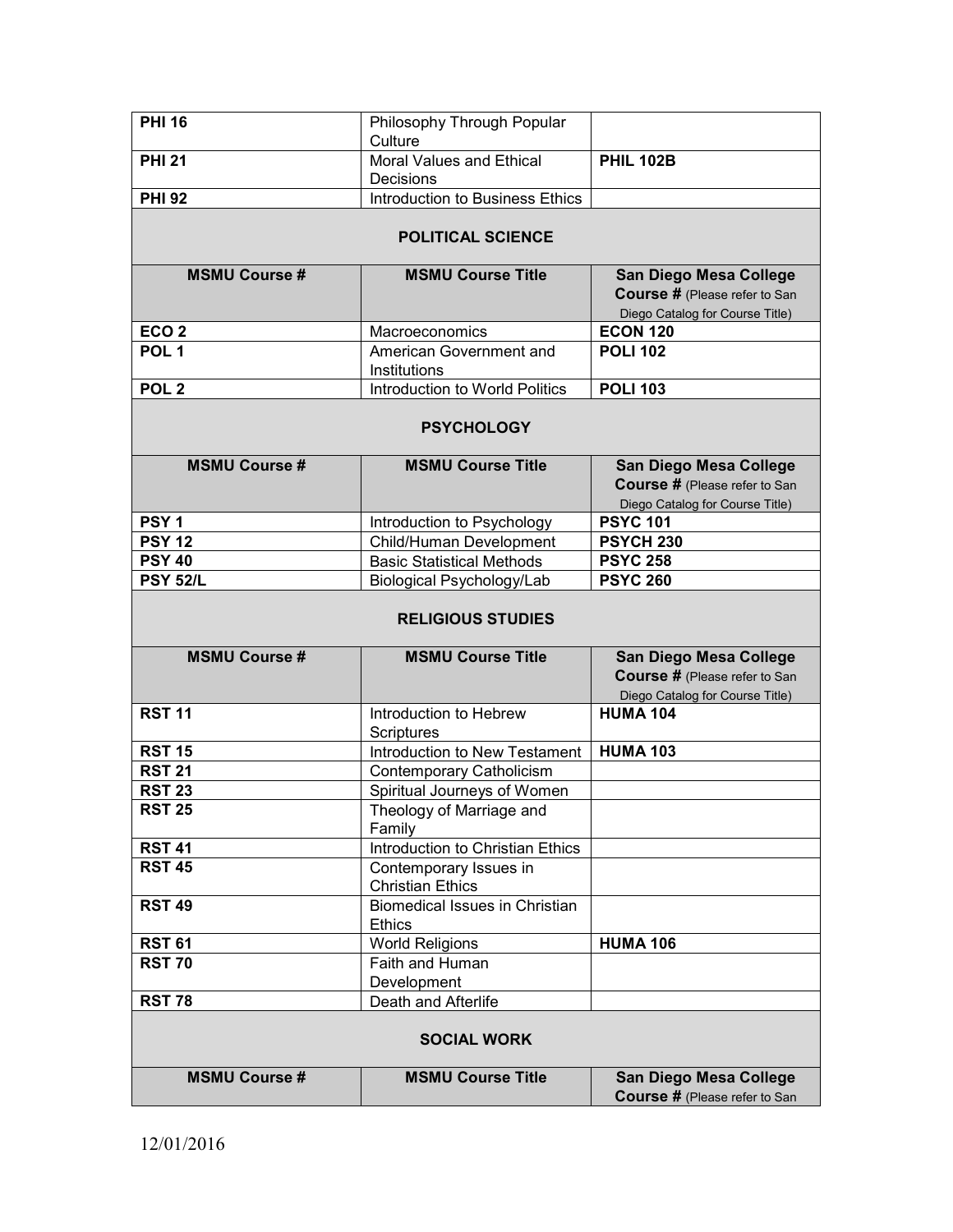| PHI 16 | Philosophy Through Popular Culture | |
| --- | --- | --- |
| **PHI 21** | Moral Values and Ethical Decisions | **PHIL 102B** |
| **PHI 92** | Introduction to Business Ethics | |

## POLITICAL SCIENCE

| MSMU Course # | MSMU Course Title | San Diego Mesa College Course # (Please refer to San Diego Catalog for Course Title) |
| --- | --- | --- |
| **ECO 2** | Macroeconomics | **ECON 120** |
| **POL 1** | American Government and Institutions | **POLI 102** |
| **POL 2** | Introduction to World Politics | **POLI 103** |

## PSYCHOLOGY

| MSMU Course # | MSMU Course Title | San Diego Mesa College Course # (Please refer to San Diego Catalog for Course Title) |
| --- | --- | --- |
| **PSY 1** | Introduction to Psychology | **PSYC 101** |
| **PSY 12** | Child/Human Development | **PSYCH 230** |
| **PSY 40** | Basic Statistical Methods | **PSYC 258** |
| **PSY 52/L** | Biological Psychology/Lab | **PSYC 260** |

## RELIGIOUS STUDIES

| MSMU Course # | MSMU Course Title | San Diego Mesa College Course # (Please refer to San Diego Catalog for Course Title) |
| --- | --- | --- |
| **RST 11** | Introduction to Hebrew Scriptures | **HUMA 104** |
| **RST 15** | Introduction to New Testament | **HUMA 103** |
| **RST 21** | Contemporary Catholicism | |
| **RST 23** | Spiritual Journeys of Women | |
| **RST 25** | Theology of Marriage and Family | |
| **RST 41** | Introduction to Christian Ethics | |
| **RST 45** | Contemporary Issues in Christian Ethics | |
| **RST 49** | Biomedical Issues in Christian Ethics | |
| **RST 61** | World Religions | **HUMA 106** |
| **RST 70** | Faith and Human Development | |
| **RST 78** | Death and Afterlife | |

## SOCIAL WORK

| MSMU Course # | MSMU Course Title | San Diego Mesa College Course # (Please refer to San |
| --- | --- | --- |

12/01/2016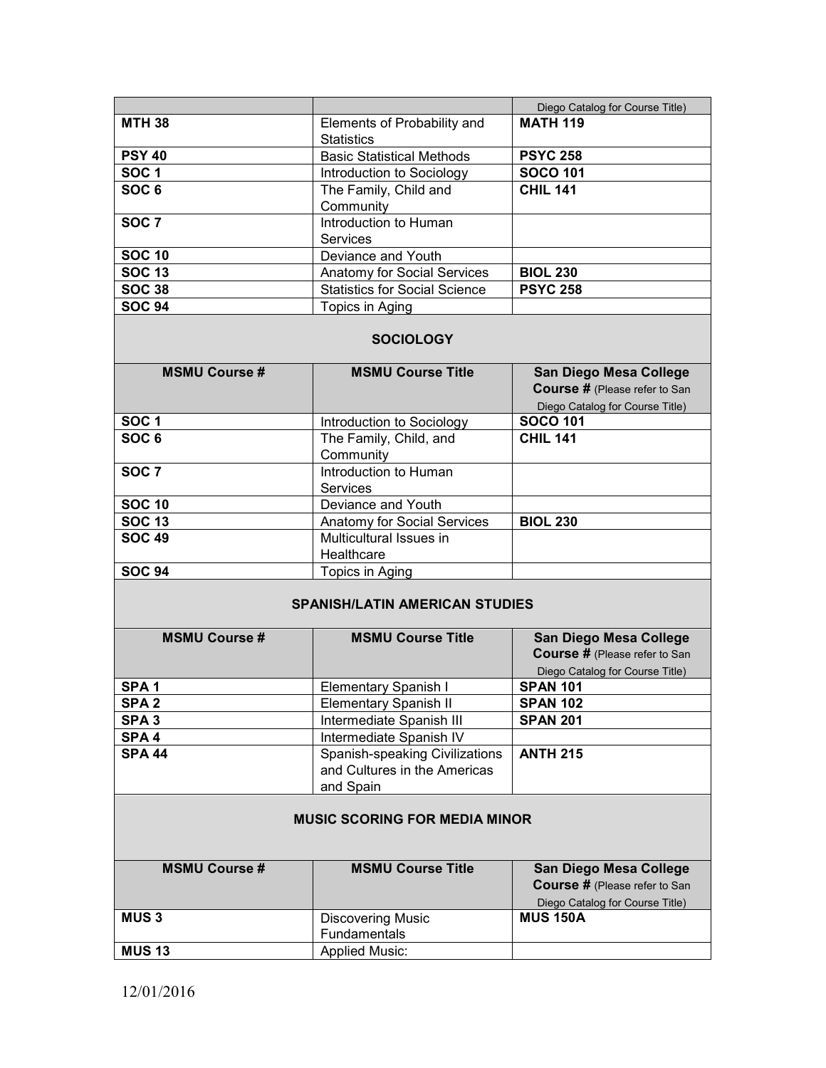| | | |
|---|---|---|
| | | Diego Catalog for Course Title) |
| **MTH 38** | Elements of Probability and Statistics | **MATH 119** |
| **PSY 40** | Basic Statistical Methods | **PSYC 258** |
| **SOC 1** | Introduction to Sociology | **SOCO 101** |
| **SOC 6** | The Family, Child and Community | **CHIL 141** |
| **SOC 7** | Introduction to Human Services | |
| **SOC 10** | Deviance and Youth | |
| **SOC 13** | Anatomy for Social Services | **BIOL 230** |
| **SOC 38** | Statistics for Social Science | **PSYC 258** |
| **SOC 94** | Topics in Aging | |

**SOCIOLOGY**

| MSMU Course # | MSMU Course Title | San Diego Mesa College Course # (Please refer to San Diego Catalog for Course Title) |
|---|---|---|
| **SOC 1** | Introduction to Sociology | **SOCO 101** |
| **SOC 6** | The Family, Child, and Community | **CHIL 141** |
| **SOC 7** | Introduction to Human Services | |
| **SOC 10** | Deviance and Youth | |
| **SOC 13** | Anatomy for Social Services | **BIOL 230** |
| **SOC 49** | Multicultural Issues in Healthcare | |
| **SOC 94** | Topics in Aging | |

**SPANISH/LATIN AMERICAN STUDIES**

| MSMU Course # | MSMU Course Title | San Diego Mesa College Course # (Please refer to San Diego Catalog for Course Title) |
|---|---|---|
| **SPA 1** | Elementary Spanish I | **SPAN 101** |
| **SPA 2** | Elementary Spanish II | **SPAN 102** |
| **SPA 3** | Intermediate Spanish III | **SPAN 201** |
| **SPA 4** | Intermediate Spanish IV | |
| **SPA 44** | Spanish-speaking Civilizations and Cultures in the Americas and Spain | **ANTH 215** |

**MUSIC SCORING FOR MEDIA MINOR**

| MSMU Course # | MSMU Course Title | San Diego Mesa College Course # (Please refer to San Diego Catalog for Course Title) |
|---|---|---|
| **MUS 3** | Discovering Music Fundamentals | **MUS 150A** |
| **MUS 13** | Applied Music: | |

12/01/2016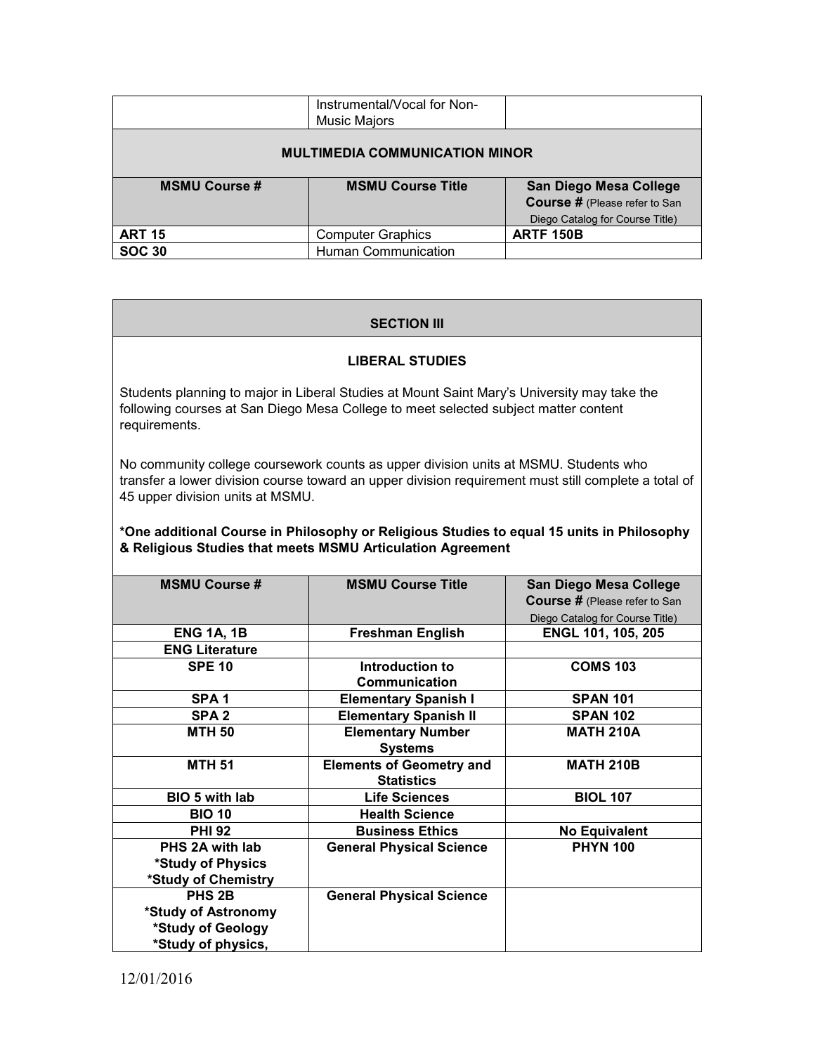| | | |
|---|---|---|
| | Instrumental/Vocal for Non-Music Majors | |

**MULTIMEDIA COMMUNICATION MINOR**

| MSMU Course # | MSMU Course Title | San Diego Mesa College Course # (Please refer to San Diego Catalog for Course Title) |
|---|---|---|
| **ART 15** | Computer Graphics | **ARTF 150B** |
| **SOC 30** | Human Communication | |

## SECTION III

### LIBERAL STUDIES

Students planning to major in Liberal Studies at Mount Saint Mary's University may take the following courses at San Diego Mesa College to meet selected subject matter content requirements.

No community college coursework counts as upper division units at MSMU. Students who transfer a lower division course toward an upper division requirement must still complete a total of 45 upper division units at MSMU.

***One additional Course in Philosophy or Religious Studies to equal 15 units in Philosophy & Religious Studies that meets MSMU Articulation Agreement**

| MSMU Course # | MSMU Course Title | San Diego Mesa College Course # (Please refer to San Diego Catalog for Course Title) |
|---|---|---|
| **ENG 1A, 1B** | **Freshman English** | **ENGL 101, 105, 205** |
| **ENG Literature** | | |
| **SPE 10** | **Introduction to Communication** | **COMS 103** |
| **SPA 1** | **Elementary Spanish I** | **SPAN 101** |
| **SPA 2** | **Elementary Spanish II** | **SPAN 102** |
| **MTH 50** | **Elementary Number Systems** | **MATH 210A** |
| **MTH 51** | **Elements of Geometry and Statistics** | **MATH 210B** |
| **BIO 5 with lab** | **Life Sciences** | **BIOL 107** |
| **BIO 10** | **Health Science** | |
| **PHI 92** | **Business Ethics** | **No Equivalent** |
| **PHS 2A with lab *Study of Physics *Study of Chemistry** | **General Physical Science** | **PHYN 100** |
| **PHS 2B *Study of Astronomy *Study of Geology *Study of physics,** | **General Physical Science** | |

12/01/2016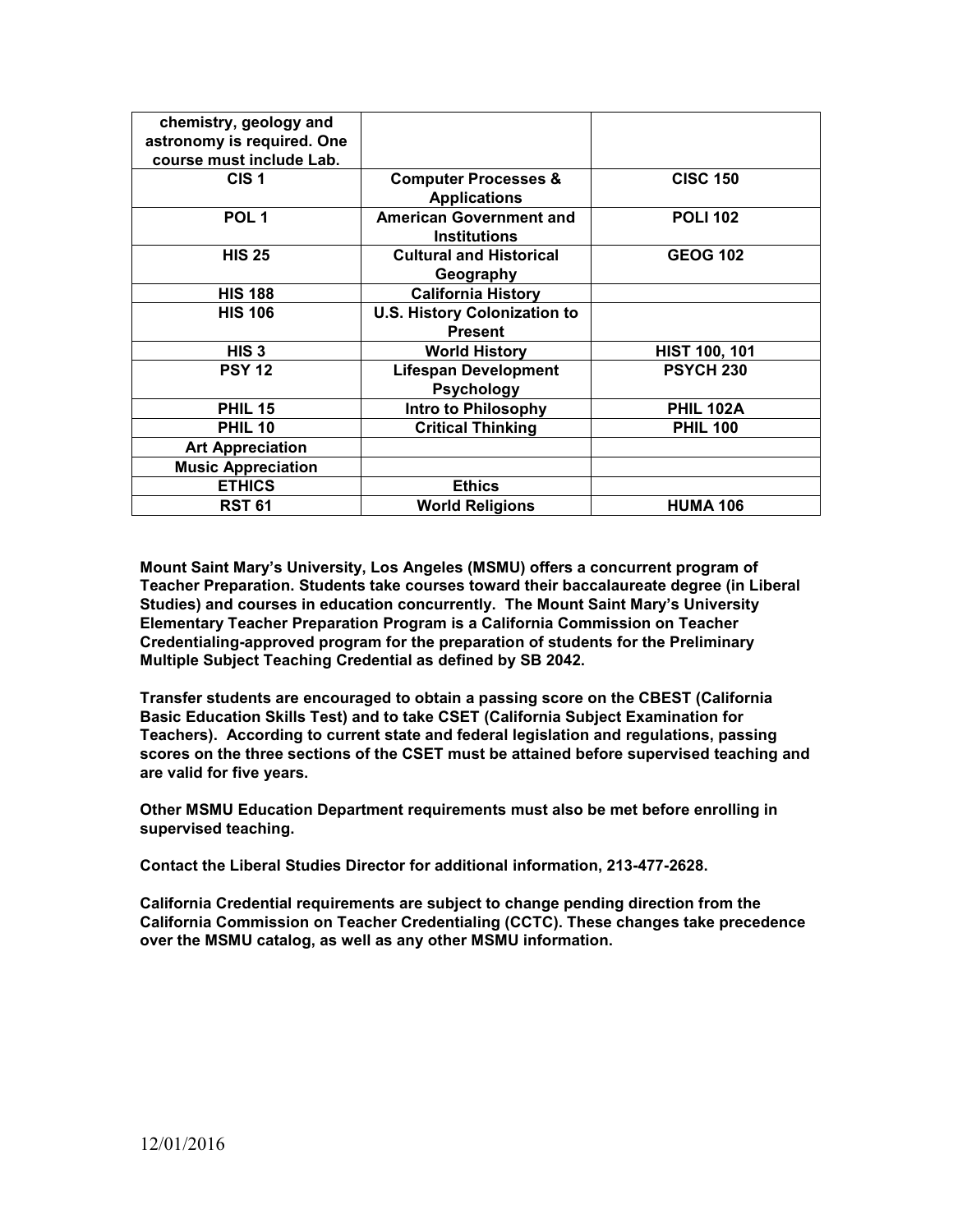| | | |
|---|---|---|
| **chemistry, geology and astronomy is required. One course must include Lab.** | | |
| **CIS 1** | **Computer Processes & Applications** | **CISC 150** |
| **POL 1** | **American Government and Institutions** | **POLI 102** |
| **HIS 25** | **Cultural and Historical Geography** | **GEOG 102** |
| **HIS 188** | **California History** | |
| **HIS 106** | **U.S. History Colonization to Present** | |
| **HIS 3** | **World History** | **HIST 100, 101** |
| **PSY 12** | **Lifespan Development Psychology** | **PSYCH 230** |
| **PHIL 15** | **Intro to Philosophy** | **PHIL 102A** |
| **PHIL 10** | **Critical Thinking** | **PHIL 100** |
| **Art Appreciation** | | |
| **Music Appreciation** | | |
| **ETHICS** | **Ethics** | |
| **RST 61** | **World Religions** | **HUMA 106** |

**Mount Saint Mary's University, Los Angeles (MSMU) offers a concurrent program of Teacher Preparation. Students take courses toward their baccalaureate degree (in Liberal Studies) and courses in education concurrently. The Mount Saint Mary's University Elementary Teacher Preparation Program is a California Commission on Teacher Credentialing-approved program for the preparation of students for the Preliminary Multiple Subject Teaching Credential as defined by SB 2042.**

**Transfer students are encouraged to obtain a passing score on the CBEST (California Basic Education Skills Test) and to take CSET (California Subject Examination for Teachers). According to current state and federal legislation and regulations, passing scores on the three sections of the CSET must be attained before supervised teaching and are valid for five years.**

**Other MSMU Education Department requirements must also be met before enrolling in supervised teaching.**

**Contact the Liberal Studies Director for additional information, 213-477-2628.**

**California Credential requirements are subject to change pending direction from the California Commission on Teacher Credentialing (CCTC). These changes take precedence over the MSMU catalog, as well as any other MSMU information.**

12/01/2016